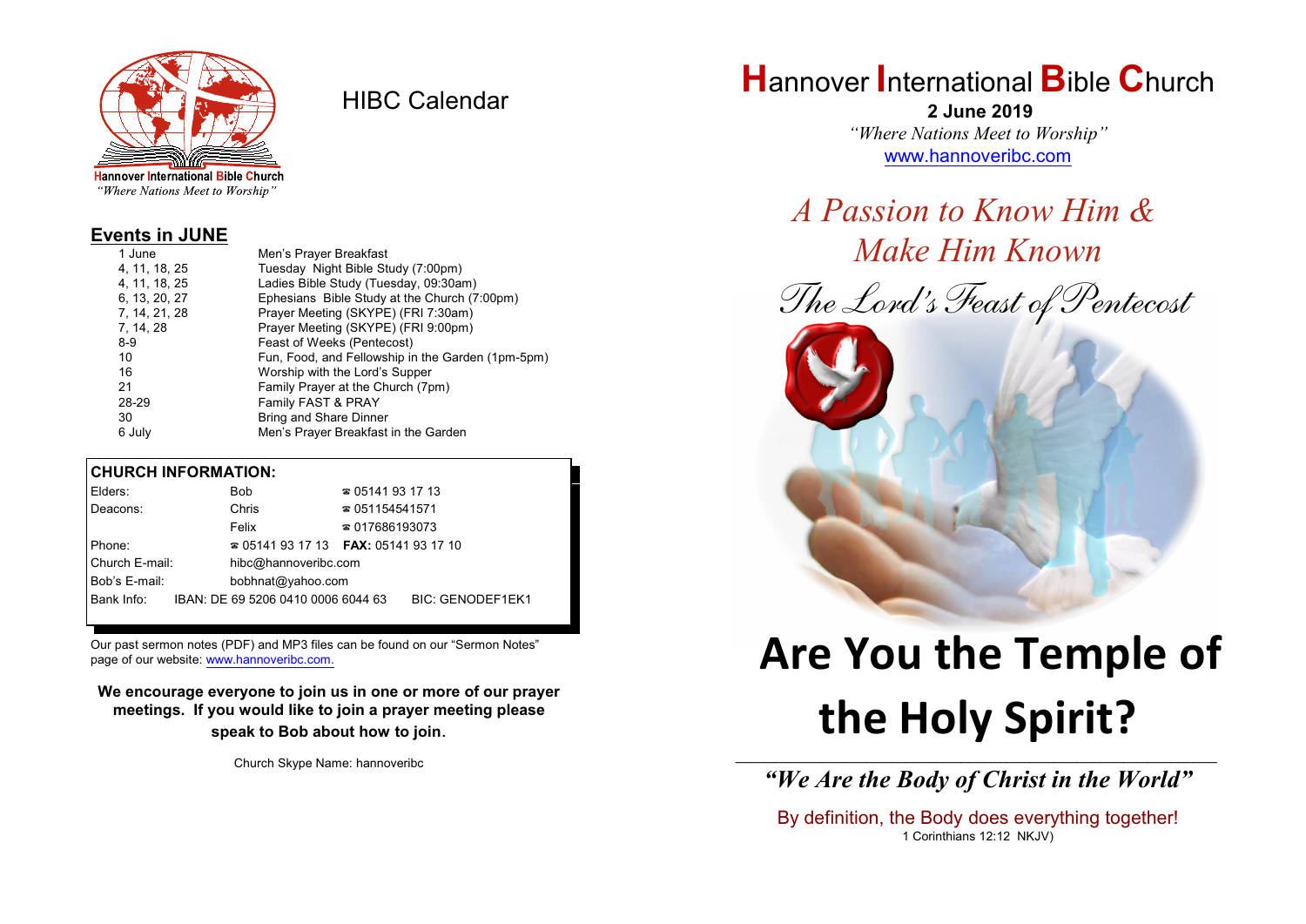Hannover International Bible Church
*"Where Nations Meet to Worship"*

# HIBC Calendar

## Events in JUNE

| Date | Event |
|---|---|
| 1 June | Men's Prayer Breakfast |
| 4, 11, 18, 25 | Tuesday Night Bible Study (7:00pm) |
| 4, 11, 18, 25 | Ladies Bible Study (Tuesday, 09:30am) |
| 6, 13, 20, 27 | Ephesians Bible Study at the Church (7:00pm) |
| 7, 14, 21, 28 | Prayer Meeting (SKYPE) (FRI 7:30am) |
| 7, 14, 28 | Prayer Meeting (SKYPE) (FRI 9:00pm) |
| 8-9 | Feast of Weeks (Pentecost) |
| 10 | Fun, Food, and Fellowship in the Garden (1pm-5pm) |
| 16 | Worship with the Lord's Supper |
| 21 | Family Prayer at the Church (7pm) |
| 28-29 | Family FAST & PRAY |
| 30 | Bring and Share Dinner |
| 6 July | Men's Prayer Breakfast in the Garden |

## CHURCH INFORMATION:

| | | |
|---|---|---|
| Elders: | Bob | ☎ 05141 93 17 13 |
| Deacons: | Chris | ☎ 051154541571 |
| | Felix | ☎ 017686193073 |
| Phone: | ☎ 05141 93 17 13 | **FAX:** 05141 93 17 10 |
| Church E-mail: | hibc@hannoveribc.com | |
| Bob's E-mail: | bobhnat@yahoo.com | |
| Bank Info: | IBAN: DE 69 5206 0410 0006 6044 63 | BIC: GENODEF1EK1 |

Our past sermon notes (PDF) and MP3 files can be found on our "Sermon Notes" page of our website: www.hannoveribc.com.

**We encourage everyone to join us in one or more of our prayer meetings. If you would like to join a prayer meeting please speak to Bob about how to join.**

Church Skype Name: hannoveribc

# Hannover International Bible Church

**2 June 2019**

*"Where Nations Meet to Worship"*

www.hannoveribc.com

*A Passion to Know Him & Make Him Known*

*The Lord's Feast of Pentecost*

# Are You the Temple of the Holy Spirit?

---

***"We Are the Body of Christ in the World"***

By definition, the Body does everything together!

1 Corinthians 12:12 NKJV)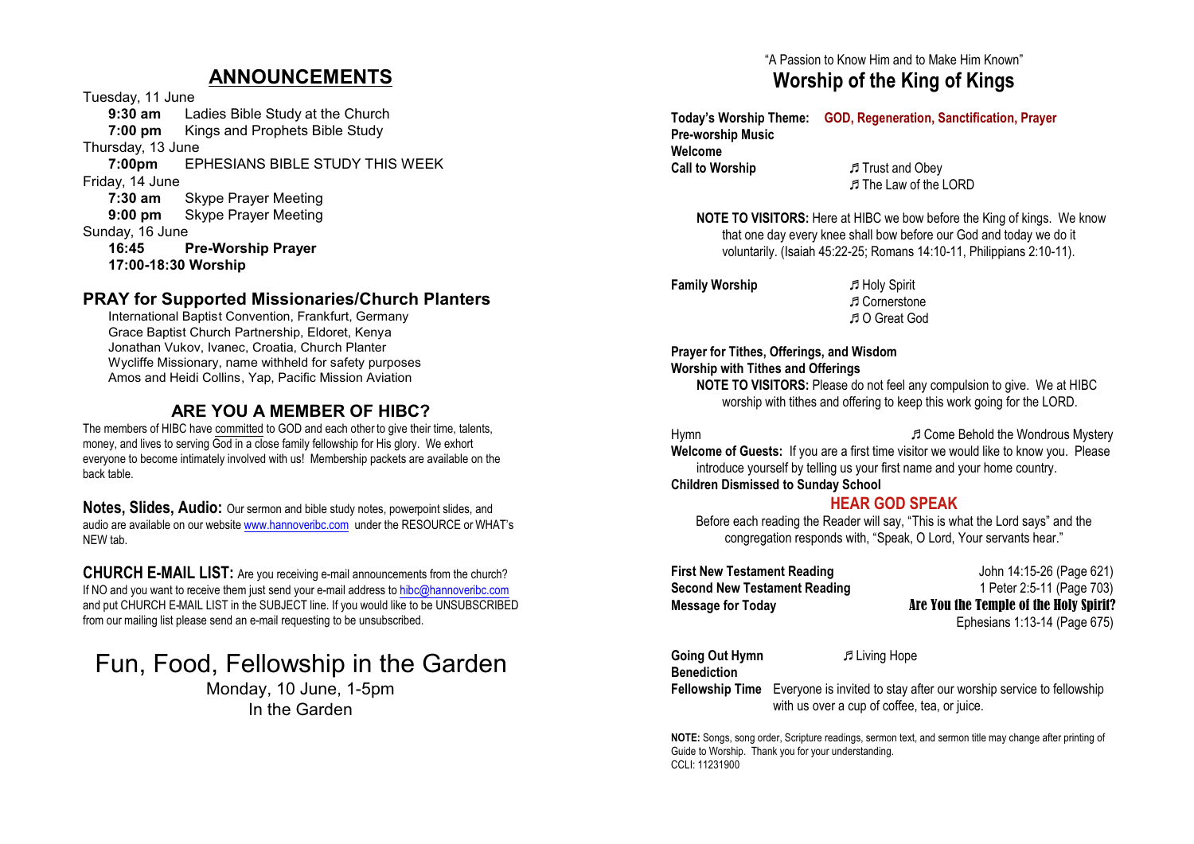## ANNOUNCEMENTS

Tuesday, 11 June
- **9:30 am** Ladies Bible Study at the Church
- **7:00 pm** Kings and Prophets Bible Study

Thursday, 13 June
- **7:00pm** EPHESIANS BIBLE STUDY THIS WEEK

Friday, 14 June
- **7:30 am** Skype Prayer Meeting
- **9:00 pm** Skype Prayer Meeting

Sunday, 16 June
- **16:45 Pre-Worship Prayer**
- **17:00-18:30 Worship**

### PRAY for Supported Missionaries/Church Planters

International Baptist Convention, Frankfurt, Germany
Grace Baptist Church Partnership, Eldoret, Kenya
Jonathan Vukov, Ivanec, Croatia, Church Planter
Wycliffe Missionary, name withheld for safety purposes
Amos and Heidi Collins, Yap, Pacific Mission Aviation

### ARE YOU A MEMBER OF HIBC?

The members of HIBC have committed to GOD and each other to give their time, talents, money, and lives to serving God in a close family fellowship for His glory. We exhort everyone to become intimately involved with us! Membership packets are available on the back table.

**Notes, Slides, Audio:** Our sermon and bible study notes, powerpoint slides, and audio are available on our website www.hannoveribc.com under the RESOURCE or WHAT's NEW tab.

**CHURCH E-MAIL LIST:** Are you receiving e-mail announcements from the church? If NO and you want to receive them just send your e-mail address to hibc@hannoveribc.com and put CHURCH E-MAIL LIST in the SUBJECT line. If you would like to be UNSUBSCRIBED from our mailing list please send an e-mail requesting to be unsubscribed.

## Fun, Food, Fellowship in the Garden

Monday, 10 June, 1-5pm
In the Garden

---

"A Passion to Know Him and to Make Him Known"

## Worship of the King of Kings

**Today's Worship Theme:** **GOD, Regeneration, Sanctification, Prayer**

**Pre-worship Music**

**Welcome**

**Call to Worship** ♬ Trust and Obey
♬ The Law of the LORD

**NOTE TO VISITORS:** Here at HIBC we bow before the King of kings. We know that one day every knee shall bow before our God and today we do it voluntarily. (Isaiah 45:22-25; Romans 14:10-11, Philippians 2:10-11).

**Family Worship** ♬ Holy Spirit
♬ Cornerstone
♬ O Great God

**Prayer for Tithes, Offerings, and Wisdom**

**Worship with Tithes and Offerings**

**NOTE TO VISITORS:** Please do not feel any compulsion to give. We at HIBC worship with tithes and offering to keep this work going for the LORD.

Hymn ♬ Come Behold the Wondrous Mystery

**Welcome of Guests:** If you are a first time visitor we would like to know you. Please introduce yourself by telling us your first name and your home country.

**Children Dismissed to Sunday School**

### HEAR GOD SPEAK

Before each reading the Reader will say, "This is what the Lord says" and the congregation responds with, "Speak, O Lord, Your servants hear."

**First New Testament Reading** John 14:15-26 (Page 621)

**Second New Testament Reading** 1 Peter 2:5-11 (Page 703)

**Message for Today** **Are You the Temple of the Holy Spirit?**
Ephesians 1:13-14 (Page 675)

**Going Out Hymn** ♬ Living Hope

**Benediction**

**Fellowship Time** Everyone is invited to stay after our worship service to fellowship with us over a cup of coffee, tea, or juice.

**NOTE:** Songs, song order, Scripture readings, sermon text, and sermon title may change after printing of Guide to Worship. Thank you for your understanding.
CCLI: 11231900